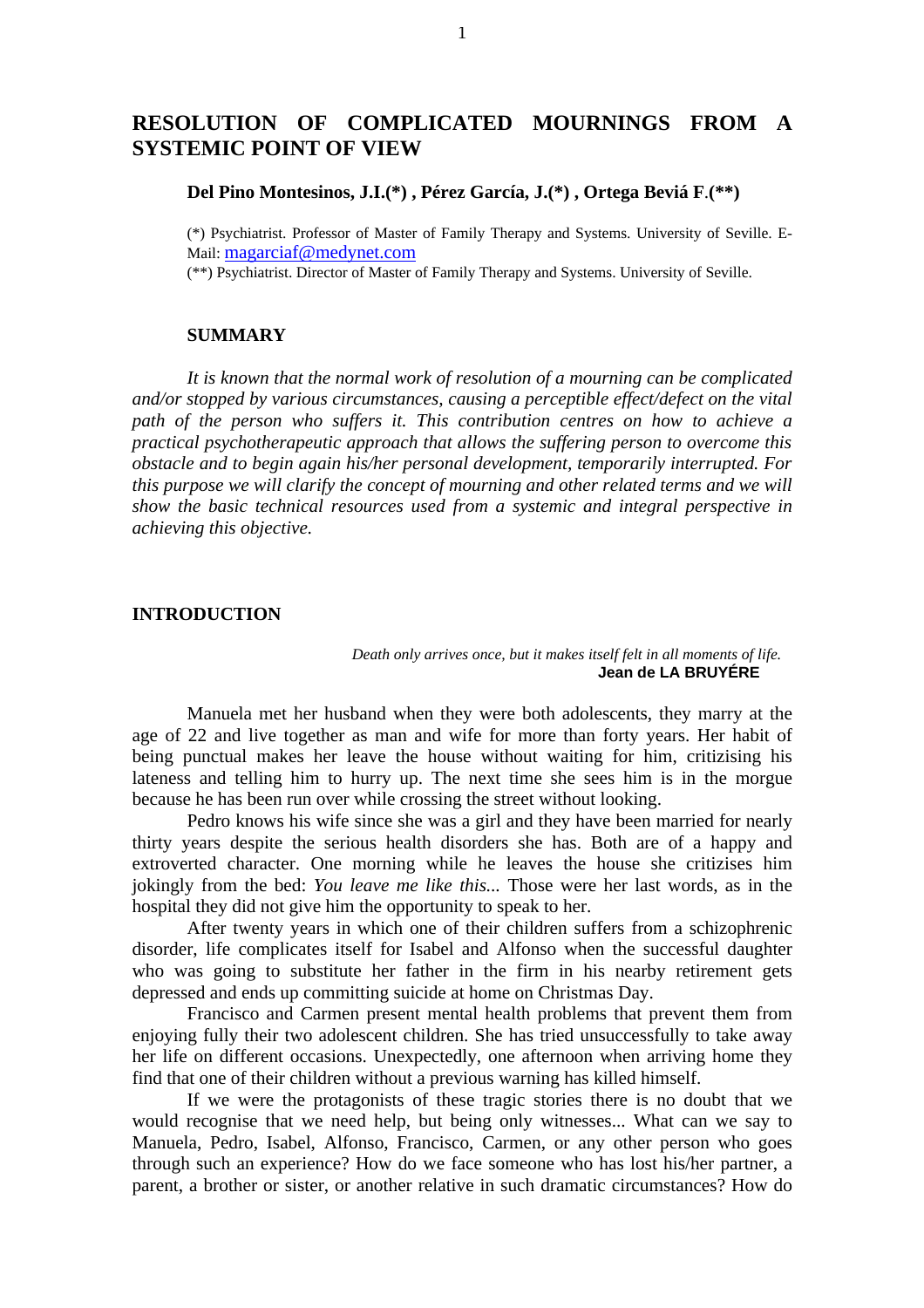# RESOLUTION OF COMPLICATED MOURNINGS FROM A SYSTEMIC POINT OF VIEW

**Del Pino Montesinos, J.I.(\*) , Pérez García, J.(\*) , Ortega Beviá F.(\*\*)**

(\*) Psychiatrist. Professor of Master of Family Therapy and Systems. University of Seville. E-Mail: magarciaf@medynet.com

(\*\*) Psychiatrist. Director of Master of Family Therapy and Systems. University of Seville.

## SUMMARY

*It is known that the normal work of resolution of a mourning can be complicated and/or stopped by various circumstances, causing a perceptible effect/defect on the vital path of the person who suffers it. This contribution centres on how to achieve a practical psychotherapeutic approach that allows the suffering person to overcome this obstacle and to begin again his/her personal development, temporarily interrupted. For this purpose we will clarify the concept of mourning and other related terms and we will show the basic technical resources used from a systemic and integral perspective in achieving this objective.*

## INTRODUCTION

*Death only arrives once, but it makes itself felt in all moments of life.*
**Jean de LA BRUYÉRE**

Manuela met her husband when they were both adolescents, they marry at the age of 22 and live together as man and wife for more than forty years. Her habit of being punctual makes her leave the house without waiting for him, critizising his lateness and telling him to hurry up. The next time she sees him is in the morgue because he has been run over while crossing the street without looking.

Pedro knows his wife since she was a girl and they have been married for nearly thirty years despite the serious health disorders she has. Both are of a happy and extroverted character. One morning while he leaves the house she critizises him jokingly from the bed: *You leave me like this...* Those were her last words, as in the hospital they did not give him the opportunity to speak to her.

After twenty years in which one of their children suffers from a schizophrenic disorder, life complicates itself for Isabel and Alfonso when the successful daughter who was going to substitute her father in the firm in his nearby retirement gets depressed and ends up committing suicide at home on Christmas Day.

Francisco and Carmen present mental health problems that prevent them from enjoying fully their two adolescent children. She has tried unsuccessfully to take away her life on different occasions. Unexpectedly, one afternoon when arriving home they find that one of their children without a previous warning has killed himself.

If we were the protagonists of these tragic stories there is no doubt that we would recognise that we need help, but being only witnesses... What can we say to Manuela, Pedro, Isabel, Alfonso, Francisco, Carmen, or any other person who goes through such an experience? How do we face someone who has lost his/her partner, a parent, a brother or sister, or another relative in such dramatic circumstances? How do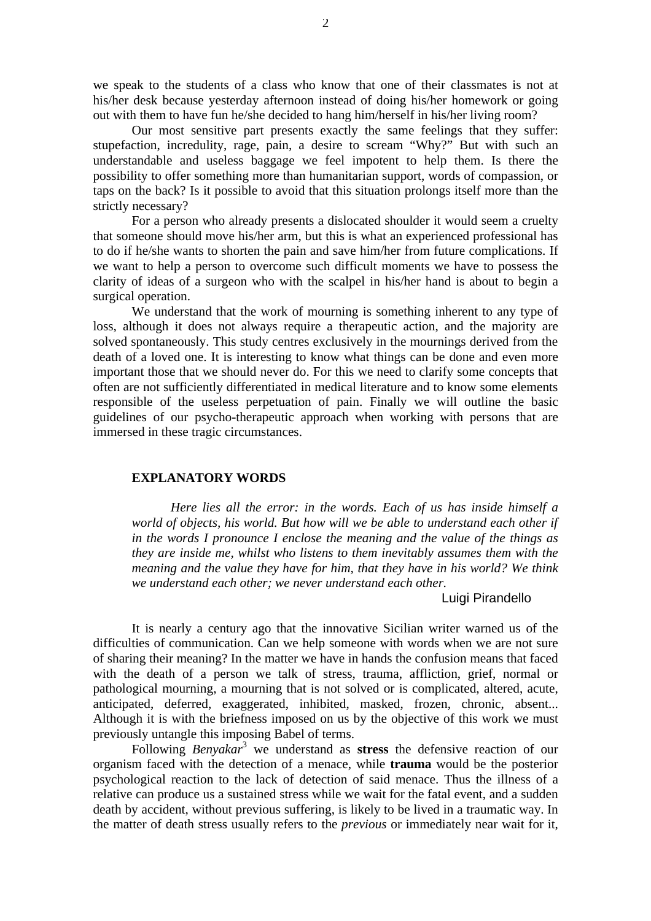we speak to the students of a class who know that one of their classmates is not at his/her desk because yesterday afternoon instead of doing his/her homework or going out with them to have fun he/she decided to hang him/herself in his/her living room?

Our most sensitive part presents exactly the same feelings that they suffer: stupefaction, incredulity, rage, pain, a desire to scream "Why?" But with such an understandable and useless baggage we feel impotent to help them. Is there the possibility to offer something more than humanitarian support, words of compassion, or taps on the back? Is it possible to avoid that this situation prolongs itself more than the strictly necessary?

For a person who already presents a dislocated shoulder it would seem a cruelty that someone should move his/her arm, but this is what an experienced professional has to do if he/she wants to shorten the pain and save him/her from future complications. If we want to help a person to overcome such difficult moments we have to possess the clarity of ideas of a surgeon who with the scalpel in his/her hand is about to begin a surgical operation.

We understand that the work of mourning is something inherent to any type of loss, although it does not always require a therapeutic action, and the majority are solved spontaneously. This study centres exclusively in the mournings derived from the death of a loved one. It is interesting to know what things can be done and even more important those that we should never do. For this we need to clarify some concepts that often are not sufficiently differentiated in medical literature and to know some elements responsible of the useless perpetuation of pain. Finally we will outline the basic guidelines of our psycho-therapeutic approach when working with persons that are immersed in these tragic circumstances.

## EXPLANATORY WORDS

> *Here lies all the error: in the words. Each of us has inside himself a world of objects, his world. But how will we be able to understand each other if in the words I pronounce I enclose the meaning and the value of the things as they are inside me, whilst who listens to them inevitably assumes them with the meaning and the value they have for him, that they have in his world? We think we understand each other; we never understand each other.*
>
> Luigi Pirandello

It is nearly a century ago that the innovative Sicilian writer warned us of the difficulties of communication. Can we help someone with words when we are not sure of sharing their meaning? In the matter we have in hands the confusion means that faced with the death of a person we talk of stress, trauma, affliction, grief, normal or pathological mourning, a mourning that is not solved or is complicated, altered, acute, anticipated, deferred, exaggerated, inhibited, masked, frozen, chronic, absent... Although it is with the briefness imposed on us by the objective of this work we must previously untangle this imposing Babel of terms.

Following *Benyakar*[3] we understand as **stress** the defensive reaction of our organism faced with the detection of a menace, while **trauma** would be the posterior psychological reaction to the lack of detection of said menace. Thus the illness of a relative can produce us a sustained stress while we wait for the fatal event, and a sudden death by accident, without previous suffering, is likely to be lived in a traumatic way. In the matter of death stress usually refers to the *previous* or immediately near wait for it,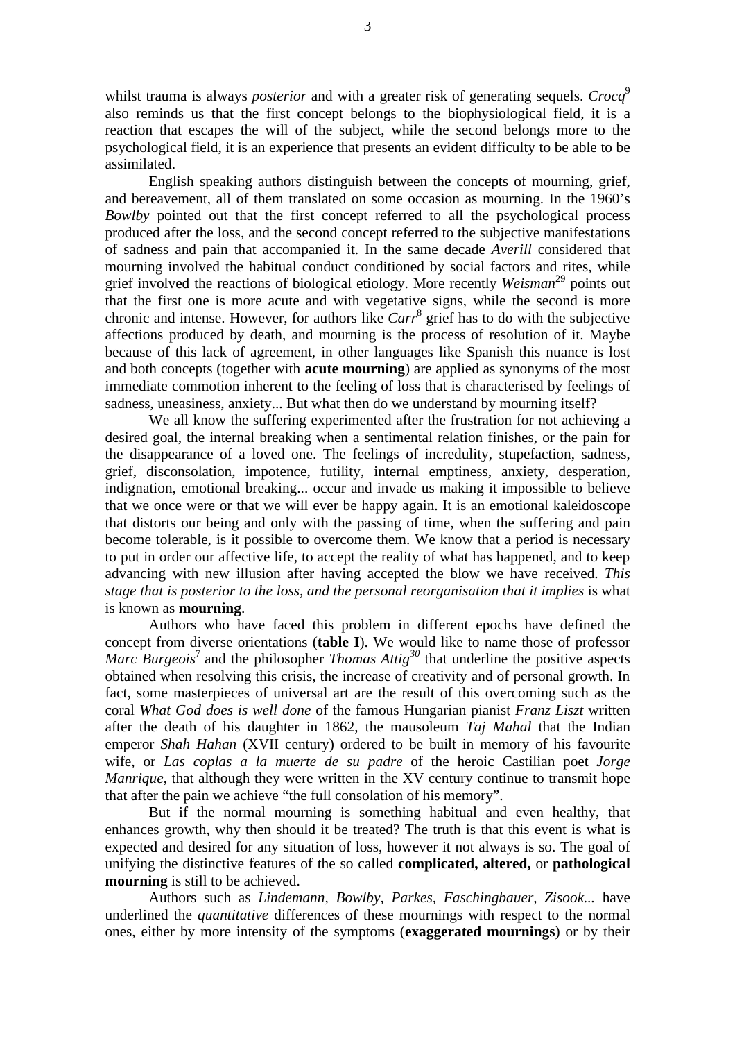whilst trauma is always *posterior* and with a greater risk of generating sequels. *Crocq*[9] also reminds us that the first concept belongs to the biophysiological field, it is a reaction that escapes the will of the subject, while the second belongs more to the psychological field, it is an experience that presents an evident difficulty to be able to be assimilated.

English speaking authors distinguish between the concepts of mourning, grief, and bereavement, all of them translated on some occasion as mourning. In the 1960's *Bowlby* pointed out that the first concept referred to all the psychological process produced after the loss, and the second concept referred to the subjective manifestations of sadness and pain that accompanied it. In the same decade *Averill* considered that mourning involved the habitual conduct conditioned by social factors and rites, while grief involved the reactions of biological etiology. More recently *Weisman*[29] points out that the first one is more acute and with vegetative signs, while the second is more chronic and intense. However, for authors like *Carr*[8] grief has to do with the subjective affections produced by death, and mourning is the process of resolution of it. Maybe because of this lack of agreement, in other languages like Spanish this nuance is lost and both concepts (together with **acute mourning**) are applied as synonyms of the most immediate commotion inherent to the feeling of loss that is characterised by feelings of sadness, uneasiness, anxiety... But what then do we understand by mourning itself?

We all know the suffering experimented after the frustration for not achieving a desired goal, the internal breaking when a sentimental relation finishes, or the pain for the disappearance of a loved one. The feelings of incredulity, stupefaction, sadness, grief, disconsolation, impotence, futility, internal emptiness, anxiety, desperation, indignation, emotional breaking... occur and invade us making it impossible to believe that we once were or that we will ever be happy again. It is an emotional kaleidoscope that distorts our being and only with the passing of time, when the suffering and pain become tolerable, is it possible to overcome them. We know that a period is necessary to put in order our affective life, to accept the reality of what has happened, and to keep advancing with new illusion after having accepted the blow we have received. *This stage that is posterior to the loss, and the personal reorganisation that it implies* is what is known as **mourning**.

Authors who have faced this problem in different epochs have defined the concept from diverse orientations (**table I**). We would like to name those of professor *Marc Burgeois*[7] and the philosopher *Thomas Attig*[30] that underline the positive aspects obtained when resolving this crisis, the increase of creativity and of personal growth. In fact, some masterpieces of universal art are the result of this overcoming such as the coral *What God does is well done* of the famous Hungarian pianist *Franz Liszt* written after the death of his daughter in 1862, the mausoleum *Taj Mahal* that the Indian emperor *Shah Hahan* (XVII century) ordered to be built in memory of his favourite wife, or *Las coplas a la muerte de su padre* of the heroic Castilian poet *Jorge Manrique*, that although they were written in the XV century continue to transmit hope that after the pain we achieve "the full consolation of his memory".

But if the normal mourning is something habitual and even healthy, that enhances growth, why then should it be treated? The truth is that this event is what is expected and desired for any situation of loss, however it not always is so. The goal of unifying the distinctive features of the so called **complicated, altered,** or **pathological mourning** is still to be achieved.

Authors such as *Lindemann, Bowlby, Parkes, Faschingbauer, Zisook...* have underlined the *quantitative* differences of these mournings with respect to the normal ones, either by more intensity of the symptoms (**exaggerated mournings**) or by their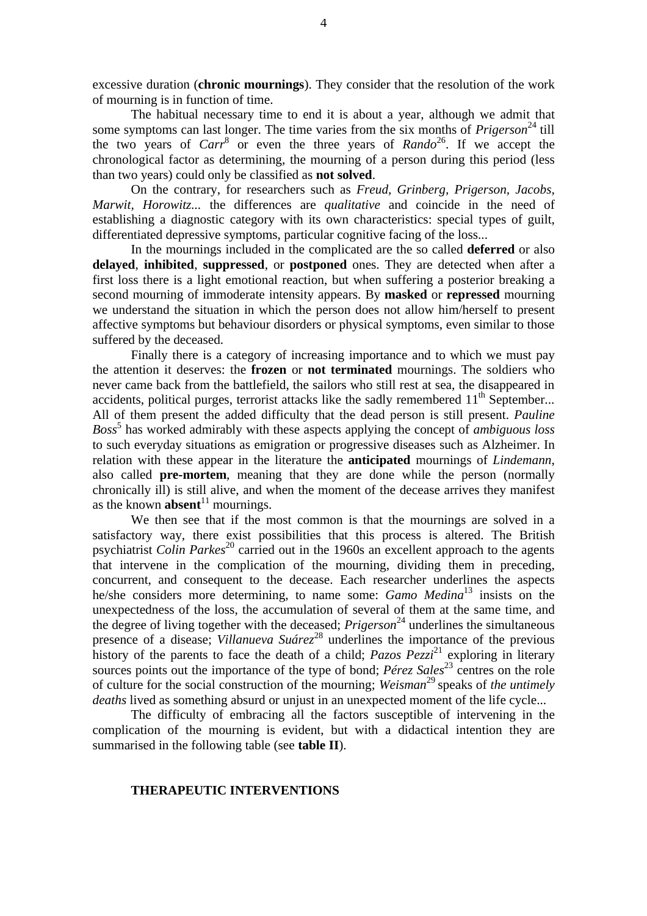excessive duration (**chronic mournings**). They consider that the resolution of the work of mourning is in function of time.

The habitual necessary time to end it is about a year, although we admit that some symptoms can last longer. The time varies from the six months of *Prigerson*[24] till the two years of *Carr*[8] or even the three years of *Rando*[26]. If we accept the chronological factor as determining, the mourning of a person during this period (less than two years) could only be classified as **not solved**.

On the contrary, for researchers such as *Freud, Grinberg, Prigerson*, *Jacobs*, *Marwit, Horowitz...* the differences are *qualitative* and coincide in the need of establishing a diagnostic category with its own characteristics: special types of guilt, differentiated depressive symptoms, particular cognitive facing of the loss...

In the mournings included in the complicated are the so called **deferred** or also **delayed**, **inhibited**, **suppressed**, or **postponed** ones. They are detected when after a first loss there is a light emotional reaction, but when suffering a posterior breaking a second mourning of immoderate intensity appears. By **masked** or **repressed** mourning we understand the situation in which the person does not allow him/herself to present affective symptoms but behaviour disorders or physical symptoms, even similar to those suffered by the deceased.

Finally there is a category of increasing importance and to which we must pay the attention it deserves: the **frozen** or **not terminated** mournings. The soldiers who never came back from the battlefield, the sailors who still rest at sea, the disappeared in accidents, political purges, terrorist attacks like the sadly remembered 11$^{th}$ September... All of them present the added difficulty that the dead person is still present. *Pauline Boss*[5] has worked admirably with these aspects applying the concept of *ambiguous loss* to such everyday situations as emigration or progressive diseases such as Alzheimer. In relation with these appear in the literature the **anticipated** mournings of *Lindemann*, also called **pre-mortem**, meaning that they are done while the person (normally chronically ill) is still alive, and when the moment of the decease arrives they manifest as the known **absent**[11] mournings.

We then see that if the most common is that the mournings are solved in a satisfactory way, there exist possibilities that this process is altered. The British psychiatrist *Colin Parkes*[20] carried out in the 1960s an excellent approach to the agents that intervene in the complication of the mourning, dividing them in preceding, concurrent, and consequent to the decease. Each researcher underlines the aspects he/she considers more determining, to name some: *Gamo Medina*[13] insists on the unexpectedness of the loss, the accumulation of several of them at the same time, and the degree of living together with the deceased; *Prigerson*[24] underlines the simultaneous presence of a disease; *Villanueva Suárez*[28] underlines the importance of the previous history of the parents to face the death of a child; *Pazos Pezzi*[21] exploring in literary sources points out the importance of the type of bond; *Pérez Sales*[23] centres on the role of culture for the social construction of the mourning; *Weisman*[29] speaks of *the untimely deaths* lived as something absurd or unjust in an unexpected moment of the life cycle...

The difficulty of embracing all the factors susceptible of intervening in the complication of the mourning is evident, but with a didactical intention they are summarised in the following table (see **table II**).

## THERAPEUTIC INTERVENTIONS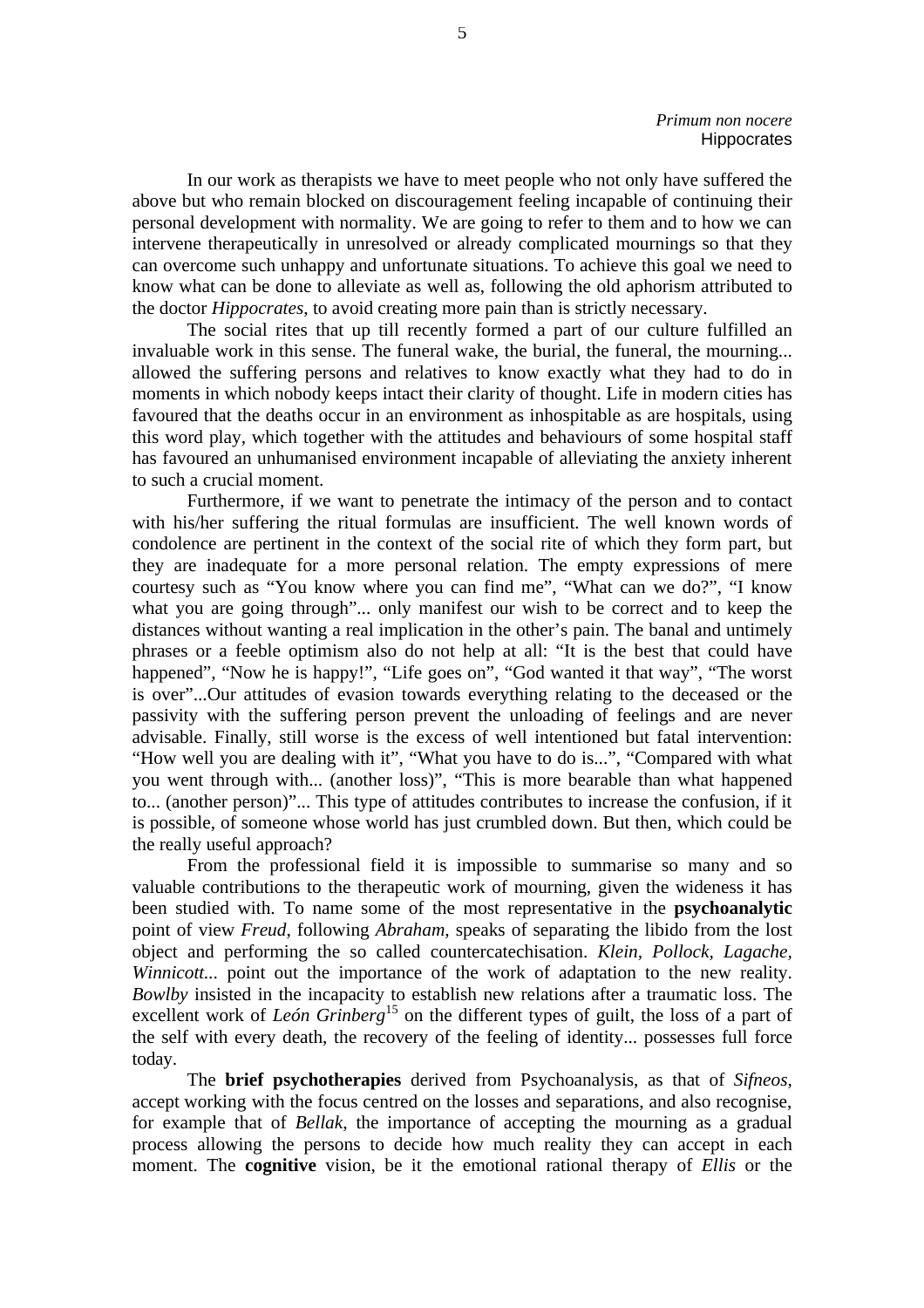*Primum non nocere*
Hippocrates

In our work as therapists we have to meet people who not only have suffered the above but who remain blocked on discouragement feeling incapable of continuing their personal development with normality. We are going to refer to them and to how we can intervene therapeutically in unresolved or already complicated mournings so that they can overcome such unhappy and unfortunate situations. To achieve this goal we need to know what can be done to alleviate as well as, following the old aphorism attributed to the doctor *Hippocrates*, to avoid creating more pain than is strictly necessary.

The social rites that up till recently formed a part of our culture fulfilled an invaluable work in this sense. The funeral wake, the burial, the funeral, the mourning... allowed the suffering persons and relatives to know exactly what they had to do in moments in which nobody keeps intact their clarity of thought. Life in modern cities has favoured that the deaths occur in an environment as inhospitable as are hospitals, using this word play, which together with the attitudes and behaviours of some hospital staff has favoured an unhumanised environment incapable of alleviating the anxiety inherent to such a crucial moment.

Furthermore, if we want to penetrate the intimacy of the person and to contact with his/her suffering the ritual formulas are insufficient. The well known words of condolence are pertinent in the context of the social rite of which they form part, but they are inadequate for a more personal relation. The empty expressions of mere courtesy such as "You know where you can find me", "What can we do?", "I know what you are going through"... only manifest our wish to be correct and to keep the distances without wanting a real implication in the other's pain. The banal and untimely phrases or a feeble optimism also do not help at all: "It is the best that could have happened", "Now he is happy!", "Life goes on", "God wanted it that way", "The worst is over"...Our attitudes of evasion towards everything relating to the deceased or the passivity with the suffering person prevent the unloading of feelings and are never advisable. Finally, still worse is the excess of well intentioned but fatal intervention: "How well you are dealing with it", "What you have to do is...", "Compared with what you went through with... (another loss)", "This is more bearable than what happened to... (another person)"... This type of attitudes contributes to increase the confusion, if it is possible, of someone whose world has just crumbled down. But then, which could be the really useful approach?

From the professional field it is impossible to summarise so many and so valuable contributions to the therapeutic work of mourning, given the wideness it has been studied with. To name some of the most representative in the **psychoanalytic** point of view *Freud*, following *Abraham*, speaks of separating the libido from the lost object and performing the so called countercatechisation. *Klein, Pollock, Lagache, Winnicott...* point out the importance of the work of adaptation to the new reality. *Bowlby* insisted in the incapacity to establish new relations after a traumatic loss. The excellent work of *León Grinberg*[15] on the different types of guilt, the loss of a part of the self with every death, the recovery of the feeling of identity... possesses full force today.

The **brief psychotherapies** derived from Psychoanalysis, as that of *Sifneos*, accept working with the focus centred on the losses and separations, and also recognise, for example that of *Bellak*, the importance of accepting the mourning as a gradual process allowing the persons to decide how much reality they can accept in each moment. The **cognitive** vision, be it the emotional rational therapy of *Ellis* or the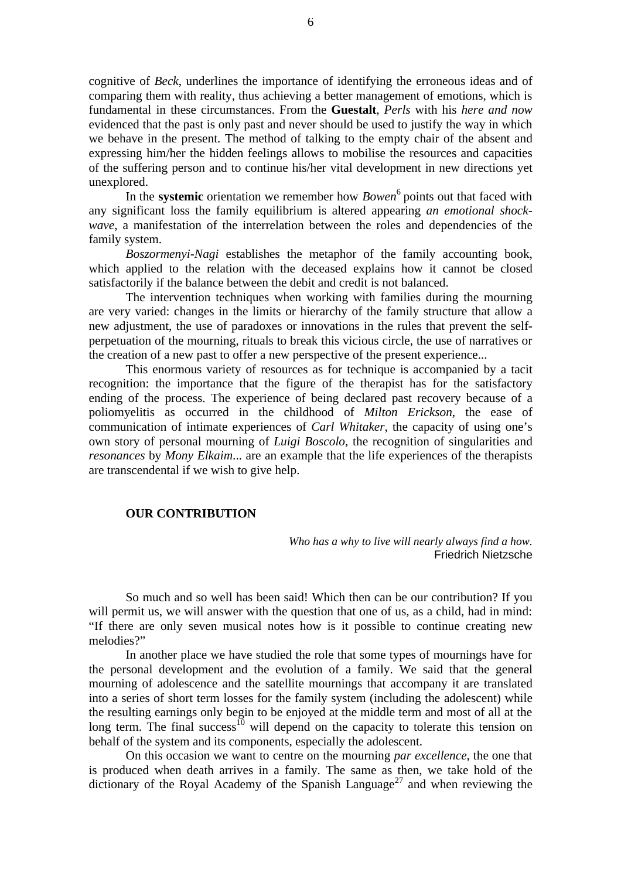cognitive of *Beck*, underlines the importance of identifying the erroneous ideas and of comparing them with reality, thus achieving a better management of emotions, which is fundamental in these circumstances. From the **Guestalt**, *Perls* with his *here and now* evidenced that the past is only past and never should be used to justify the way in which we behave in the present. The method of talking to the empty chair of the absent and expressing him/her the hidden feelings allows to mobilise the resources and capacities of the suffering person and to continue his/her vital development in new directions yet unexplored.

In the **systemic** orientation we remember how *Bowen*[6] points out that faced with any significant loss the family equilibrium is altered appearing *an emotional shock-wave*, a manifestation of the interrelation between the roles and dependencies of the family system.

*Boszormenyi-Nagi* establishes the metaphor of the family accounting book, which applied to the relation with the deceased explains how it cannot be closed satisfactorily if the balance between the debit and credit is not balanced.

The intervention techniques when working with families during the mourning are very varied: changes in the limits or hierarchy of the family structure that allow a new adjustment, the use of paradoxes or innovations in the rules that prevent the self-perpetuation of the mourning, rituals to break this vicious circle, the use of narratives or the creation of a new past to offer a new perspective of the present experience...

This enormous variety of resources as for technique is accompanied by a tacit recognition: the importance that the figure of the therapist has for the satisfactory ending of the process. The experience of being declared past recovery because of a poliomyelitis as occurred in the childhood of *Milton Erickson*, the ease of communication of intimate experiences of *Carl Whitaker*, the capacity of using one's own story of personal mourning of *Luigi Boscolo*, the recognition of singularities and *resonances* by *Mony Elkaim*... are an example that the life experiences of the therapists are transcendental if we wish to give help.

## OUR CONTRIBUTION

*Who has a why to live will nearly always find a how.*
Friedrich Nietzsche

So much and so well has been said! Which then can be our contribution? If you will permit us, we will answer with the question that one of us, as a child, had in mind: "If there are only seven musical notes how is it possible to continue creating new melodies?"

In another place we have studied the role that some types of mournings have for the personal development and the evolution of a family. We said that the general mourning of adolescence and the satellite mournings that accompany it are translated into a series of short term losses for the family system (including the adolescent) while the resulting earnings only begin to be enjoyed at the middle term and most of all at the long term. The final success[10] will depend on the capacity to tolerate this tension on behalf of the system and its components, especially the adolescent.

On this occasion we want to centre on the mourning *par excellence*, the one that is produced when death arrives in a family. The same as then, we take hold of the dictionary of the Royal Academy of the Spanish Language[27] and when reviewing the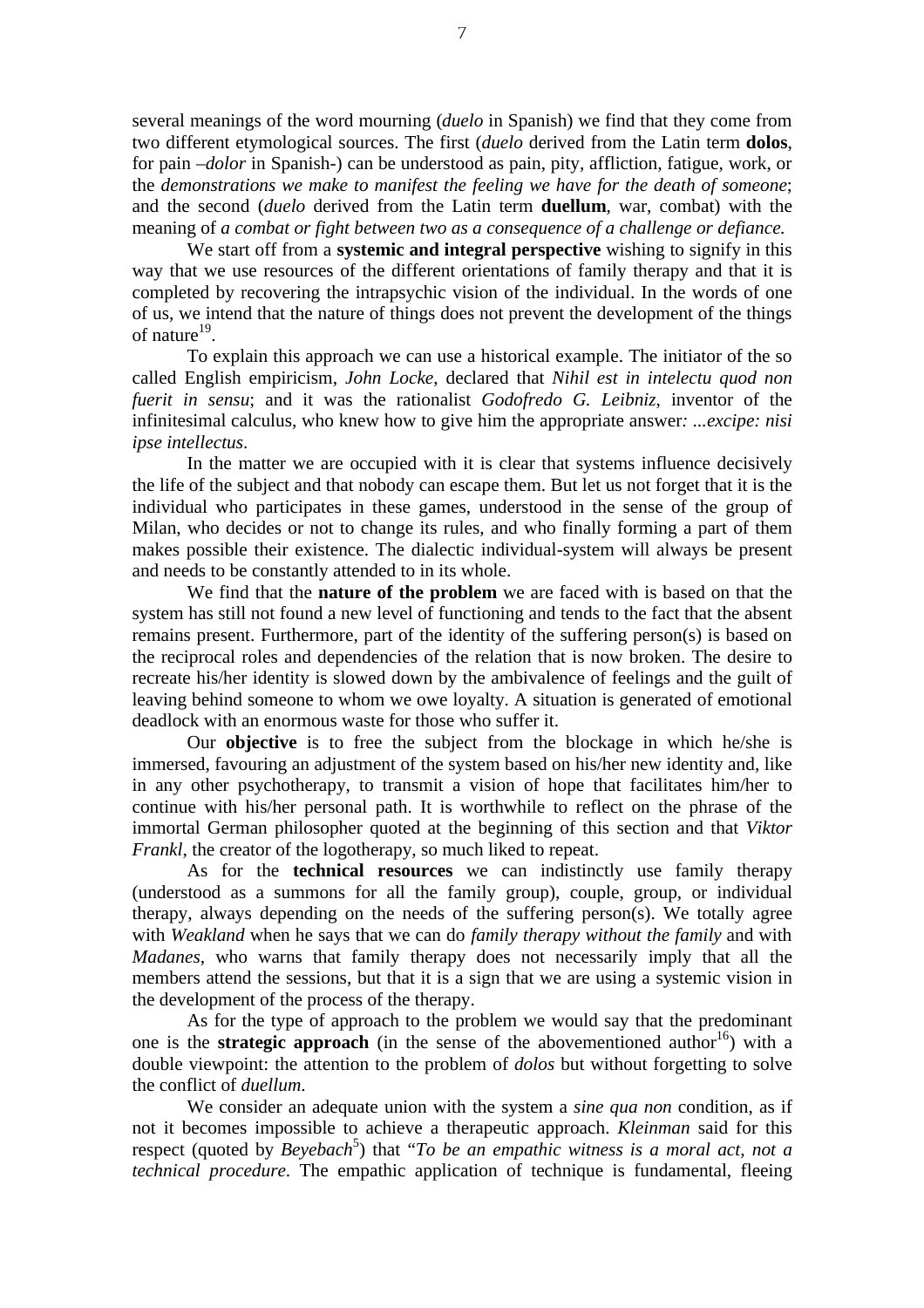several meanings of the word mourning (*duelo* in Spanish) we find that they come from two different etymological sources. The first (*duelo* derived from the Latin term **dolos**, for pain –*dolor* in Spanish-) can be understood as pain, pity, affliction, fatigue, work, or the *demonstrations we make to manifest the feeling we have for the death of someone*; and the second (*duelo* derived from the Latin term **duellum**, war, combat) with the meaning of *a combat or fight between two as a consequence of a challenge or defiance.*

We start off from a **systemic and integral perspective** wishing to signify in this way that we use resources of the different orientations of family therapy and that it is completed by recovering the intrapsychic vision of the individual. In the words of one of us, we intend that the nature of things does not prevent the development of the things of nature[19].

To explain this approach we can use a historical example. The initiator of the so called English empiricism, *John Locke,* declared that *Nihil est in intelectu quod non fuerit in sensu*; and it was the rationalist *Godofredo G. Leibniz*, inventor of the infinitesimal calculus, who knew how to give him the appropriate answer*: ...excipe: nisi ipse intellectus*.

In the matter we are occupied with it is clear that systems influence decisively the life of the subject and that nobody can escape them. But let us not forget that it is the individual who participates in these games, understood in the sense of the group of Milan, who decides or not to change its rules, and who finally forming a part of them makes possible their existence. The dialectic individual-system will always be present and needs to be constantly attended to in its whole.

We find that the **nature of the problem** we are faced with is based on that the system has still not found a new level of functioning and tends to the fact that the absent remains present. Furthermore, part of the identity of the suffering person(s) is based on the reciprocal roles and dependencies of the relation that is now broken. The desire to recreate his/her identity is slowed down by the ambivalence of feelings and the guilt of leaving behind someone to whom we owe loyalty. A situation is generated of emotional deadlock with an enormous waste for those who suffer it.

Our **objective** is to free the subject from the blockage in which he/she is immersed, favouring an adjustment of the system based on his/her new identity and, like in any other psychotherapy, to transmit a vision of hope that facilitates him/her to continue with his/her personal path. It is worthwhile to reflect on the phrase of the immortal German philosopher quoted at the beginning of this section and that *Viktor Frankl*, the creator of the logotherapy, so much liked to repeat.

As for the **technical resources** we can indistinctly use family therapy (understood as a summons for all the family group), couple, group, or individual therapy, always depending on the needs of the suffering person(s). We totally agree with *Weakland* when he says that we can do *family therapy without the family* and with *Madanes*, who warns that family therapy does not necessarily imply that all the members attend the sessions, but that it is a sign that we are using a systemic vision in the development of the process of the therapy.

As for the type of approach to the problem we would say that the predominant one is the **strategic approach** (in the sense of the abovementioned author[16]) with a double viewpoint: the attention to the problem of *dolos* but without forgetting to solve the conflict of *duellum*.

We consider an adequate union with the system a *sine qua non* condition, as if not it becomes impossible to achieve a therapeutic approach. *Kleinman* said for this respect (quoted by *Beyebach*[5]) that "*To be an empathic witness is a moral act, not a technical procedure*. The empathic application of technique is fundamental, fleeing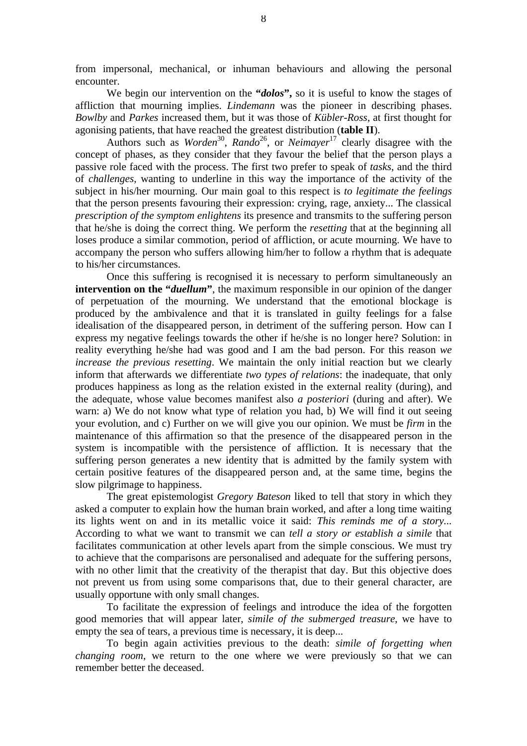from impersonal, mechanical, or inhuman behaviours and allowing the personal encounter.

We begin our intervention on the **"*dolos*",** so it is useful to know the stages of affliction that mourning implies. *Lindemann* was the pioneer in describing phases. *Bowlby* and *Parkes* increased them, but it was those of *Kübler-Ross*, at first thought for agonising patients, that have reached the greatest distribution (**table II**).

Authors such as *Worden*[30], *Rando*[26], or *Neimayer*[17] clearly disagree with the concept of phases, as they consider that they favour the belief that the person plays a passive role faced with the process. The first two prefer to speak of *tasks*, and the third of *challenges*, wanting to underline in this way the importance of the activity of the subject in his/her mourning. Our main goal to this respect is *to legitimate the feelings* that the person presents favouring their expression: crying, rage, anxiety... The classical *prescription of the symptom enlightens* its presence and transmits to the suffering person that he/she is doing the correct thing. We perform the *resetting* that at the beginning all loses produce a similar commotion, period of affliction, or acute mourning. We have to accompany the person who suffers allowing him/her to follow a rhythm that is adequate to his/her circumstances.

Once this suffering is recognised it is necessary to perform simultaneously an **intervention on the "*duellum*"**, the maximum responsible in our opinion of the danger of perpetuation of the mourning. We understand that the emotional blockage is produced by the ambivalence and that it is translated in guilty feelings for a false idealisation of the disappeared person, in detriment of the suffering person. How can I express my negative feelings towards the other if he/she is no longer here? Solution: in reality everything he/she had was good and I am the bad person. For this reason *we increase the previous resetting*. We maintain the only initial reaction but we clearly inform that afterwards we differentiate *two types of relations*: the inadequate, that only produces happiness as long as the relation existed in the external reality (during), and the adequate, whose value becomes manifest also *a posteriori* (during and after). We warn: a) We do not know what type of relation you had, b) We will find it out seeing your evolution, and c) Further on we will give you our opinion. We must be *firm* in the maintenance of this affirmation so that the presence of the disappeared person in the system is incompatible with the persistence of affliction. It is necessary that the suffering person generates a new identity that is admitted by the family system with certain positive features of the disappeared person and, at the same time, begins the slow pilgrimage to happiness.

The great epistemologist *Gregory Bateson* liked to tell that story in which they asked a computer to explain how the human brain worked, and after a long time waiting its lights went on and in its metallic voice it said: *This reminds me of a story...* According to what we want to transmit we can *tell a story or establish a simile* that facilitates communication at other levels apart from the simple conscious. We must try to achieve that the comparisons are personalised and adequate for the suffering persons, with no other limit that the creativity of the therapist that day. But this objective does not prevent us from using some comparisons that, due to their general character, are usually opportune with only small changes.

To facilitate the expression of feelings and introduce the idea of the forgotten good memories that will appear later, *simile of the submerged treasure*, we have to empty the sea of tears, a previous time is necessary, it is deep...

To begin again activities previous to the death: *simile of forgetting when changing room*, we return to the one where we were previously so that we can remember better the deceased.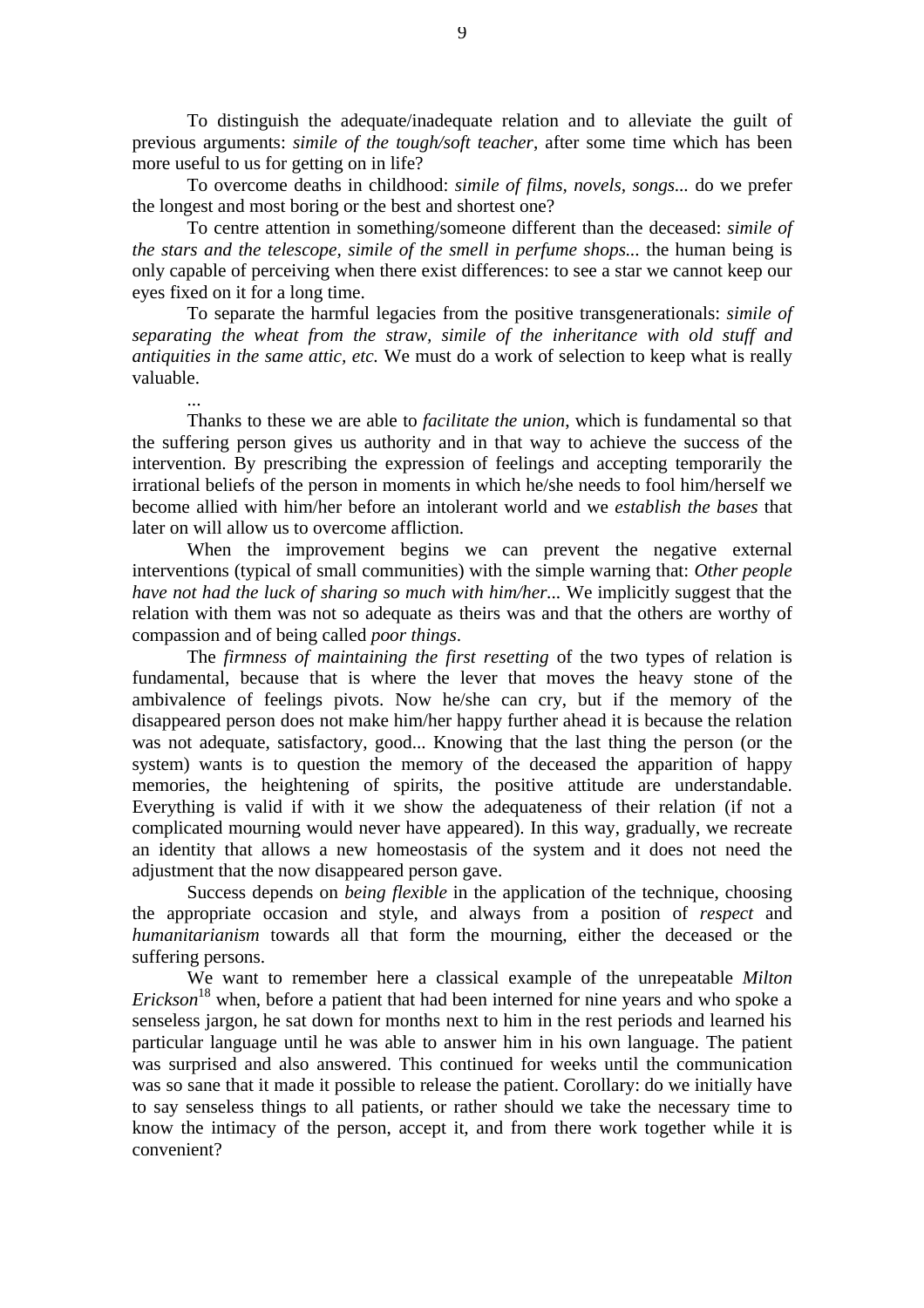To distinguish the adequate/inadequate relation and to alleviate the guilt of previous arguments: *simile of the tough/soft teacher*, after some time which has been more useful to us for getting on in life?

To overcome deaths in childhood: *simile of films, novels, songs*... do we prefer the longest and most boring or the best and shortest one?

To centre attention in something/someone different than the deceased: *simile of the stars and the telescope, simile of the smell in perfume shops*... the human being is only capable of perceiving when there exist differences: to see a star we cannot keep our eyes fixed on it for a long time.

To separate the harmful legacies from the positive transgenerationals: *simile of separating the wheat from the straw, simile of the inheritance with old stuff and antiquities in the same attic, etc.* We must do a work of selection to keep what is really valuable.

...

Thanks to these we are able to *facilitate the union*, which is fundamental so that the suffering person gives us authority and in that way to achieve the success of the intervention. By prescribing the expression of feelings and accepting temporarily the irrational beliefs of the person in moments in which he/she needs to fool him/herself we become allied with him/her before an intolerant world and we *establish the bases* that later on will allow us to overcome affliction.

When the improvement begins we can prevent the negative external interventions (typical of small communities) with the simple warning that: *Other people have not had the luck of sharing so much with him/her*... We implicitly suggest that the relation with them was not so adequate as theirs was and that the others are worthy of compassion and of being called *poor things*.

The *firmness of maintaining the first resetting* of the two types of relation is fundamental, because that is where the lever that moves the heavy stone of the ambivalence of feelings pivots. Now he/she can cry, but if the memory of the disappeared person does not make him/her happy further ahead it is because the relation was not adequate, satisfactory, good... Knowing that the last thing the person (or the system) wants is to question the memory of the deceased the apparition of happy memories, the heightening of spirits, the positive attitude are understandable. Everything is valid if with it we show the adequateness of their relation (if not a complicated mourning would never have appeared). In this way, gradually, we recreate an identity that allows a new homeostasis of the system and it does not need the adjustment that the now disappeared person gave.

Success depends on *being flexible* in the application of the technique, choosing the appropriate occasion and style, and always from a position of *respect* and *humanitarianism* towards all that form the mourning, either the deceased or the suffering persons.

We want to remember here a classical example of the unrepeatable *Milton Erickson*[18] when, before a patient that had been interned for nine years and who spoke a senseless jargon, he sat down for months next to him in the rest periods and learned his particular language until he was able to answer him in his own language. The patient was surprised and also answered. This continued for weeks until the communication was so sane that it made it possible to release the patient. Corollary: do we initially have to say senseless things to all patients, or rather should we take the necessary time to know the intimacy of the person, accept it, and from there work together while it is convenient?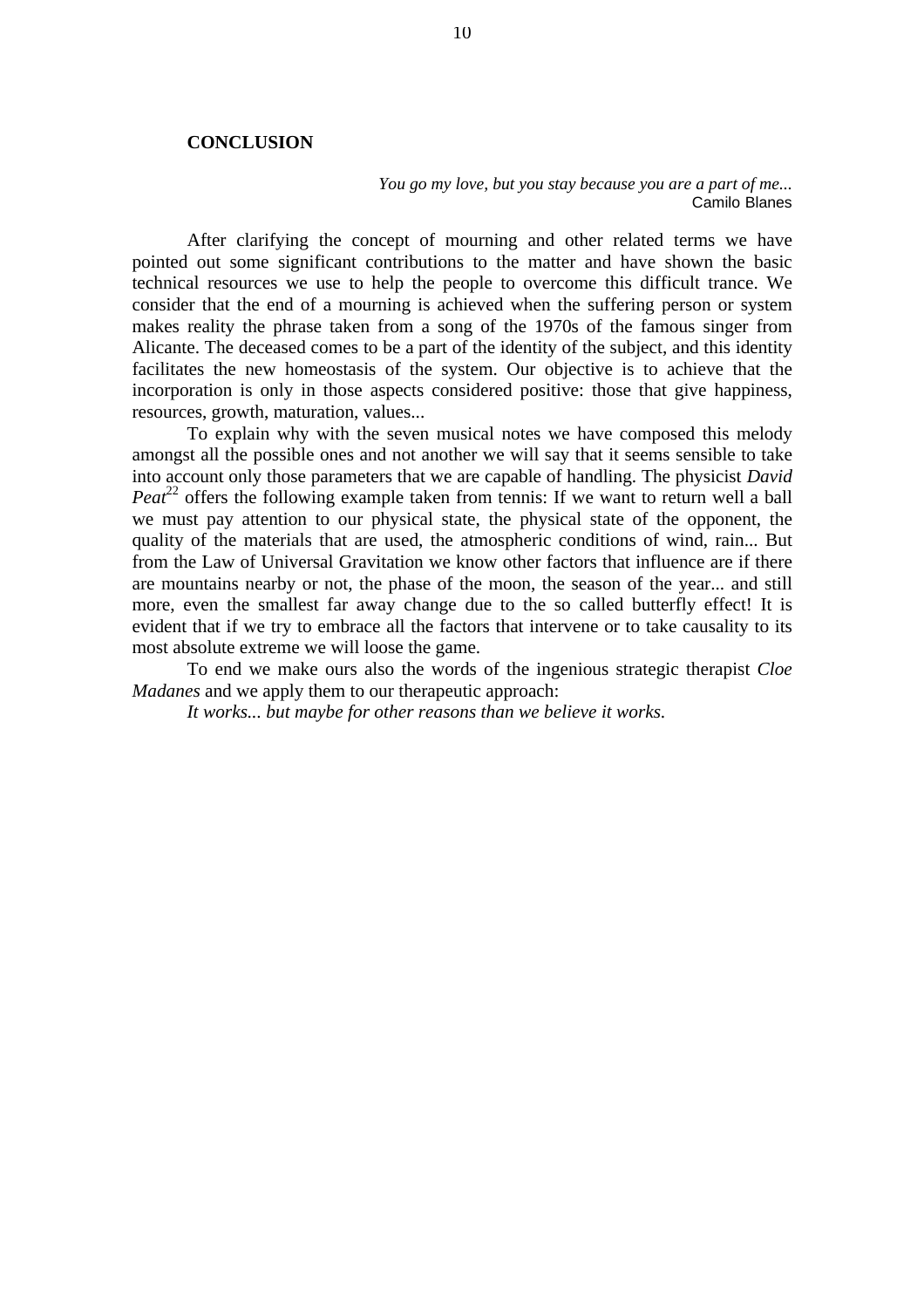## CONCLUSION

*You go my love, but you stay because you are a part of me...*
Camilo Blanes

After clarifying the concept of mourning and other related terms we have pointed out some significant contributions to the matter and have shown the basic technical resources we use to help the people to overcome this difficult trance. We consider that the end of a mourning is achieved when the suffering person or system makes reality the phrase taken from a song of the 1970s of the famous singer from Alicante. The deceased comes to be a part of the identity of the subject, and this identity facilitates the new homeostasis of the system. Our objective is to achieve that the incorporation is only in those aspects considered positive: those that give happiness, resources, growth, maturation, values...

To explain why with the seven musical notes we have composed this melody amongst all the possible ones and not another we will say that it seems sensible to take into account only those parameters that we are capable of handling. The physicist *David Peat*[22] offers the following example taken from tennis: If we want to return well a ball we must pay attention to our physical state, the physical state of the opponent, the quality of the materials that are used, the atmospheric conditions of wind, rain... But from the Law of Universal Gravitation we know other factors that influence are if there are mountains nearby or not, the phase of the moon, the season of the year... and still more, even the smallest far away change due to the so called butterfly effect! It is evident that if we try to embrace all the factors that intervene or to take causality to its most absolute extreme we will loose the game.

To end we make ours also the words of the ingenious strategic therapist *Cloe Madanes* and we apply them to our therapeutic approach:

*It works... but maybe for other reasons than we believe it works.*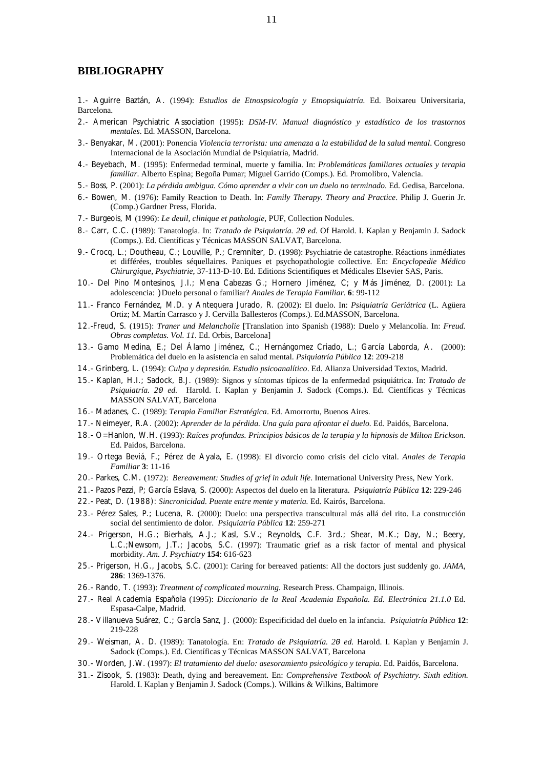## BIBLIOGRAPHY

1.- Aguirre Baztán, A. (1994): *Estudios de Etnospsicología y Etnopsiquiatría.* Ed. Boixareu Universitaria, Barcelona.

2.- American Psychiatric Association (1995): *DSM-IV. Manual diagnóstico y estadístico de los trastornos mentales*. Ed. MASSON, Barcelona.

3.- Benyakar, M. (2001): Ponencia *Violencia terrorista: una amenaza a la estabilidad de la salud mental*. Congreso Internacional de la Asociación Mundial de Psiquiatría, Madrid.

4.- Beyebach, M. (1995): Enfermedad terminal, muerte y familia. In: *Problemáticas familiares actuales y terapia familiar*. Alberto Espina; Begoña Pumar; Miguel Garrido (Comps.). Ed. Promolibro, Valencia.

5.- Boss, P. (2001): *La pérdida ambigua. Cómo aprender a vivir con un duelo no terminado*. Ed. Gedisa, Barcelona.

6.- Bowen, M. (1976): Family Reaction to Death. In: *Family Therapy. Theory and Practice*. Philip J. Guerin Jr. (Comp.) Gardner Press, Florida.

7.- Burgeois, M (1996): *Le deuil, clinique et pathologie*, PUF, Collection Nodules.

8.- Carr, C.C. (1989): Tanatología. In: *Tratado de Psiquiatría. 2º ed.* Of Harold. I. Kaplan y Benjamin J. Sadock (Comps.). Ed. Científicas y Técnicas MASSON SALVAT, Barcelona.

9.- Crocq, L.; Doutheau, C.; Louville, P.; Cremniter, D. (1998): Psychiatrie de catastrophe. Réactions inmédiates et différées, troubles séquellaires. Paniques et psychopathologie collective. En: *Encyclopedie Médico Chirurgique, Psychiatrie*, 37-113-D-10. Ed. Editions Scientifiques et Médicales Elsevier SAS, Paris.

10.- Del Pino Montesinos, J.I.; Mena Cabezas G.; Hornero Jiménez, C; y Más Jiménez, D. (2001): La adolescencia: ¿Duelo personal o familiar? *Anales de Terapia Familiar*. **6**: 99-112

11.- Franco Fernández, M.D. y Antequera Jurado, R. (2002): El duelo. In: *Psiquiatría Geriátrica* (L. Agüera Ortiz; M. Martín Carrasco y J. Cervilla Ballesteros (Comps.). Ed.MASSON, Barcelona.

12.-Freud, S. (1915): *Traner und Melancholie* [Translation into Spanish (1988): Duelo y Melancolía. In: *Freud. Obras completas. Vol. 11*. Ed. Orbis, Barcelona]

13.- Gamo Medina, E.; Del Álamo Jiménez, C.; Hernángomez Criado, L.; García Laborda, A. (2000): Problemática del duelo en la asistencia en salud mental. *Psiquiatría Pública* **12**: 209-218

14.- Grinberg, L. (1994): *Culpa y depresión. Estudio psicoanalítico*. Ed. Alianza Universidad Textos, Madrid.

15.- Kaplan, H.I.; Sadock, B.J. (1989): Signos y síntomas típicos de la enfermedad psiquiátrica. In: *Tratado de Psiquiatría. 2º ed.* Harold. I. Kaplan y Benjamin J. Sadock (Comps.). Ed. Científicas y Técnicas MASSON SALVAT, Barcelona

16.- Madanes, C. (1989): *Terapia Familiar Estratégica*. Ed. Amorrortu, Buenos Aires.

17.- Neimeyer, R.A. (2002): *Aprender de la pérdida. Una guía para afrontar el duelo.* Ed. Paidós, Barcelona.

18.- O'Hanlon, W.H. (1993): *Raíces profundas. Principios básicos de la terapia y la hipnosis de Milton Erickson.* Ed. Paidos, Barcelona.

19.- Ortega Beviá, F.; Pérez de Ayala, E. (1998): El divorcio como crisis del ciclo vital. *Anales de Terapia Familiar* **3**: 11-16

20.- Parkes, C.M. (1972): *Bereavement: Studies of grief in adult life*. International University Press, New York.

21.- Pazos Pezzi, P; García Eslava, S. (2000): Aspectos del duelo en la literatura. *Psiquiatría Pública* **12**: 229-246

22.- Peat, D. (1988): *Sincronicidad. Puente entre mente y materia.* Ed. Kairós, Barcelona.

23.- Pérez Sales, P.; Lucena, R. (2000): Duelo: una perspectiva transcultural más allá del rito. La construcción social del sentimiento de dolor. *Psiquiatría Pública* **12**: 259-271

24.- Prigerson, H.G.; Bierhals, A.J.; Kasl, S.V.; Reynolds, C.F. 3rd.; Shear, M.K.; Day, N.; Beery, L.C.;Newsom, J.T.; Jacobs, S.C. (1997): Traumatic grief as a risk factor of mental and physical morbidity. *Am. J. Psychiatry* **154**: 616-623

25.- Prigerson, H.G., Jacobs, S.C. (2001): Caring for bereaved patients: All the doctors just suddenly go. *JAMA*, **286**: 1369-1376.

26.- Rando, T. (1993): *Treatment of complicated mourning.* Research Press. Champaign, Illinois.

27.- Real Academia Española (1995): *Diccionario de la Real Academia Española. Ed. Electrónica 21.1.0* Ed. Espasa-Calpe, Madrid.

28.- Villanueva Suárez, C.; García Sanz, J. (2000): Especificidad del duelo en la infancia. *Psiquiatría Pública* **12**: 219-228

29.- Weisman, A. D. (1989): Tanatología. En: *Tratado de Psiquiatría. 2º ed.* Harold. I. Kaplan y Benjamin J. Sadock (Comps.). Ed. Científicas y Técnicas MASSON SALVAT, Barcelona

30.- Worden, J.W. (1997): *El tratamiento del duelo: asesoramiento psicológico y terapia*. Ed. Paidós, Barcelona.

31.- Zisook, S. (1983): Death, dying and bereavement. En: *Comprehensive Textbook of Psychiatry. Sixth edition.* Harold. I. Kaplan y Benjamin J. Sadock (Comps.). Wilkins & Wilkins, Baltimore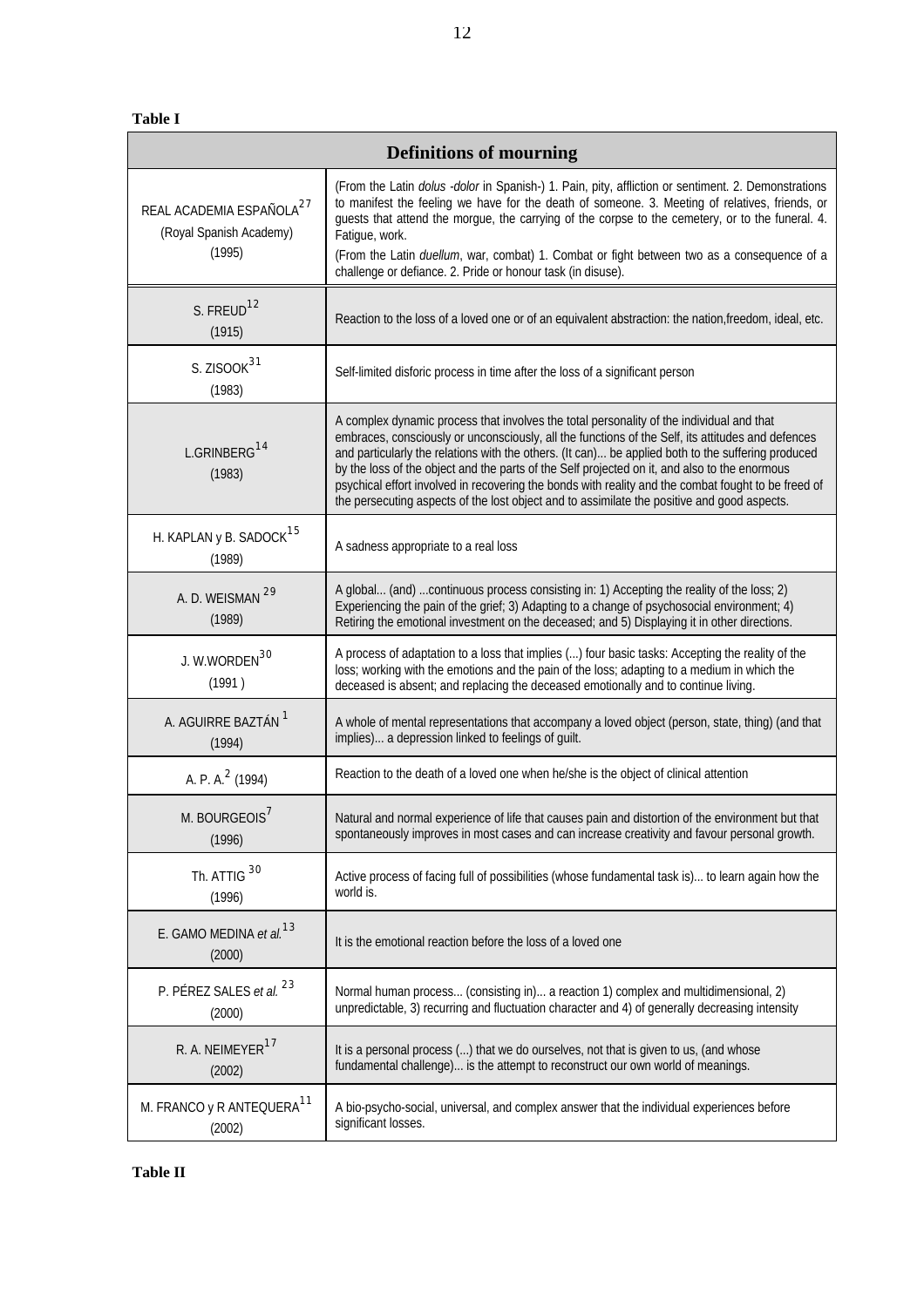**Table I**

| Definitions of mourning | |
|---|---|
| REAL ACADEMIA ESPAÑOLA[27] (Royal Spanish Academy) (1995) | (From the Latin *dolus -dolor* in Spanish-) 1. Pain, pity, affliction or sentiment. 2. Demonstrations to manifest the feeling we have for the death of someone. 3. Meeting of relatives, friends, or guests that attend the morgue, the carrying of the corpse to the cemetery, or to the funeral. 4. Fatigue, work. (From the Latin *duellum*, war, combat) 1. Combat or fight between two as a consequence of a challenge or defiance. 2. Pride or honour task (in disuse). |
| S. FREUD[12] (1915) | Reaction to the loss of a loved one or of an equivalent abstraction: the nation,freedom, ideal, etc. |
| S. ZISOOK[31] (1983) | Self-limited disforic process in time after the loss of a significant person |
| L.GRINBERG[14] (1983) | A complex dynamic process that involves the total personality of the individual and that embraces, consciously or unconsciously, all the functions of the Self, its attitudes and defences and particularly the relations with the others. (It can)... be applied both to the suffering produced by the loss of the object and the parts of the Self projected on it, and also to the enormous psychical effort involved in recovering the bonds with reality and the combat fought to be freed of the persecuting aspects of the lost object and to assimilate the positive and good aspects. |
| H. KAPLAN y B. SADOCK[15] (1989) | A sadness appropriate to a real loss |
| A. D. WEISMAN [29] (1989) | A global... (and) ...continuous process consisting in: 1) Accepting the reality of the loss; 2) Experiencing the pain of the grief; 3) Adapting to a change of psychosocial environment; 4) Retiring the emotional investment on the deceased; and 5) Displaying it in other directions. |
| J. W.WORDEN[30] (1991 ) | A process of adaptation to a loss that implies (...) four basic tasks: Accepting the reality of the loss; working with the emotions and the pain of the loss; adapting to a medium in which the deceased is absent; and replacing the deceased emotionally and to continue living. |
| A. AGUIRRE BAZTÁN [1] (1994) | A whole of mental representations that accompany a loved object (person, state, thing) (and that implies)... a depression linked to feelings of guilt. |
| A. P. A.[2] (1994) | Reaction to the death of a loved one when he/she is the object of clinical attention |
| M. BOURGEOIS[7] (1996) | Natural and normal experience of life that causes pain and distortion of the environment but that spontaneously improves in most cases and can increase creativity and favour personal growth. |
| Th. ATTIG [30] (1996) | Active process of facing full of possibilities (whose fundamental task is)... to learn again how the world is. |
| E. GAMO MEDINA *et al.*[13] (2000) | It is the emotional reaction before the loss of a loved one |
| P. PÉREZ SALES *et al.* [23] (2000) | Normal human process... (consisting in)... a reaction 1) complex and multidimensional, 2) unpredictable, 3) recurring and fluctuation character and 4) of generally decreasing intensity |
| R. A. NEIMEYER[17] (2002) | It is a personal process (...) that we do ourselves, not that is given to us, (and whose fundamental challenge)... is the attempt to reconstruct our own world of meanings. |
| M. FRANCO y R ANTEQUERA[11] (2002) | A bio-psycho-social, universal, and complex answer that the individual experiences before significant losses. |

**Table II**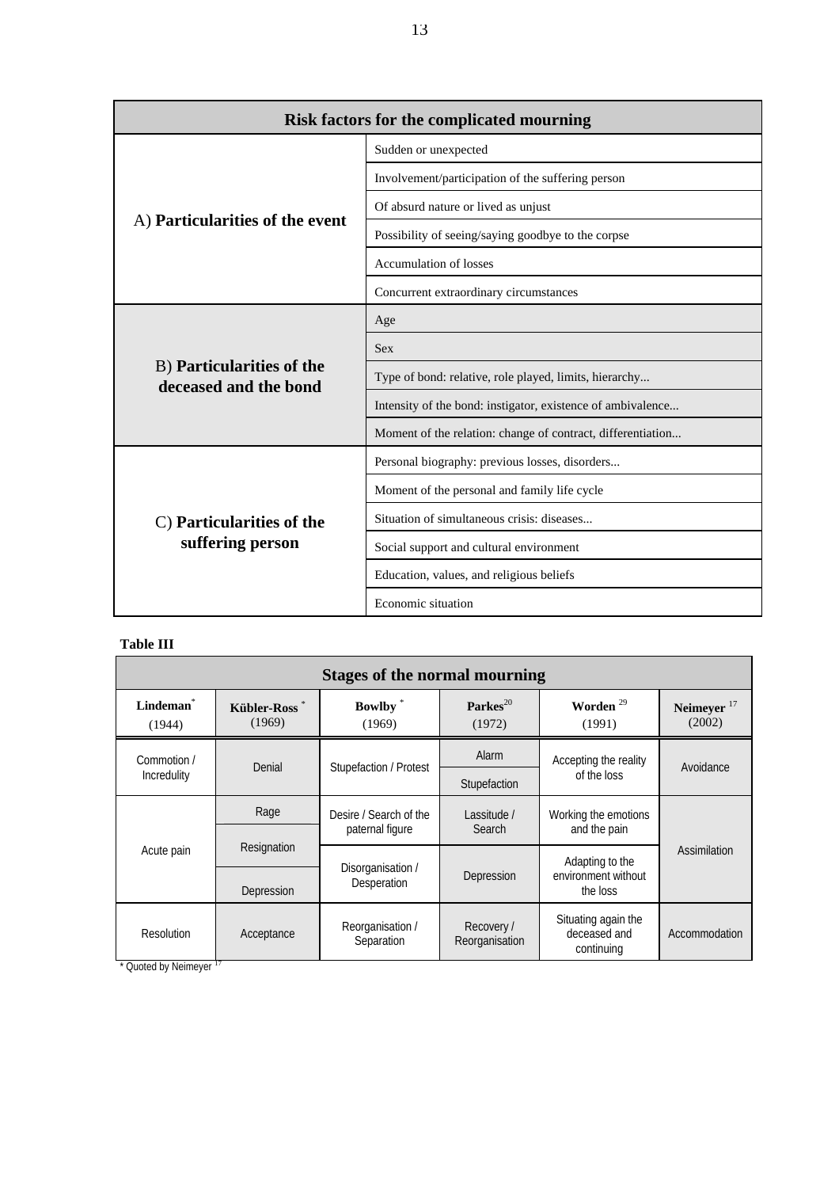| Risk factors for the complicated mourning | |
|---|---|
| A) **Particularities of the event** | Sudden or unexpected |
| | Involvement/participation of the suffering person |
| | Of absurd nature or lived as unjust |
| | Possibility of seeing/saying goodbye to the corpse |
| | Accumulation of losses |
| | Concurrent extraordinary circumstances |
| B) **Particularities of the deceased and the bond** | Age |
| | Sex |
| | Type of bond: relative, role played, limits, hierarchy... |
| | Intensity of the bond: instigator, existence of ambivalence... |
| | Moment of the relation: change of contract, differentiation... |
| C) **Particularities of the suffering person** | Personal biography: previous losses, disorders... |
| | Moment of the personal and family life cycle |
| | Situation of simultaneous crisis: diseases... |
| | Social support and cultural environment |
| | Education, values, and religious beliefs |
| | Economic situation |

**Table III**

| Stages of the normal mourning | | | | | |
|---|---|---|---|---|---|
| **Lindeman*** (1944) | **Kübler-Ross*** (1969) | **Bowlby*** (1969) | **Parkes**[20] (1972) | **Worden**[29] (1991) | **Neimeyer**[17] (2002) |
| Commotion / Incredulity | Denial | Stupefaction / Protest | Alarm | Accepting the reality of the loss | Avoidance |
| | | | Stupefaction | | |
| Acute pain | Rage | Desire / Search of the paternal figure | Lassitude / Search | Working the emotions and the pain | Assimilation |
| | Resignation | | | | |
| | | Disorganisation / Desperation | Depression | Adapting to the environment without the loss | |
| | Depression | | | | |
| Resolution | Acceptance | Reorganisation / Separation | Recovery / Reorganisation | Situating again the deceased and continuing | Accommodation |

\* Quoted by Neimeyer [17]